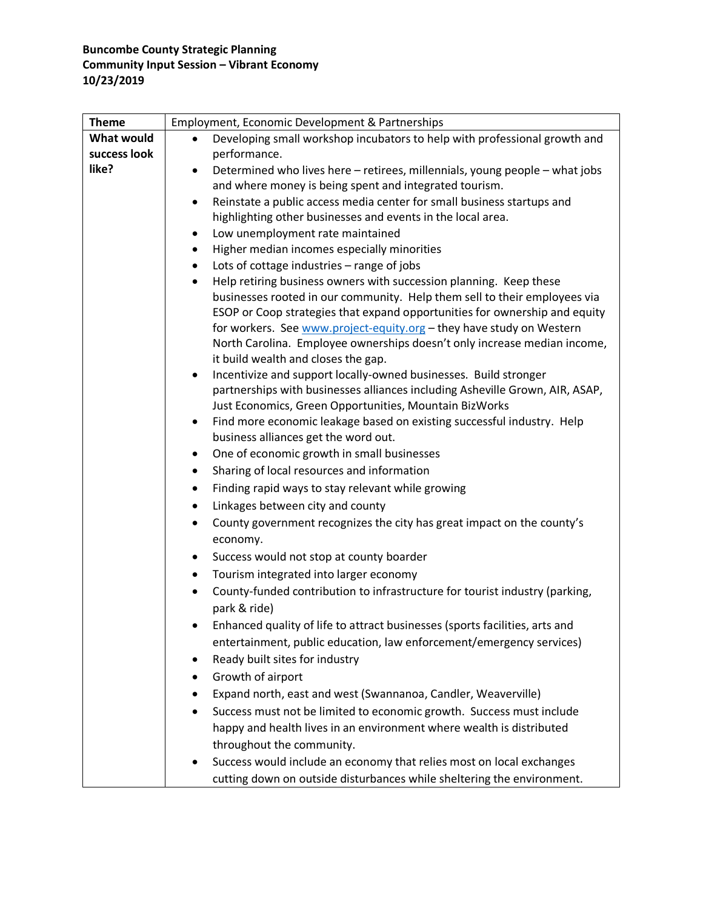**Buncombe County Strategic Planning**
**Community Input Session – Vibrant Economy**
**10/23/2019**

| Theme | Employment, Economic Development & Partnerships |
|---|---|
| **What would success look like?** | • Developing small workshop incubators to help with professional growth and performance.<br>• Determined who lives here – retirees, millennials, young people – what jobs and where money is being spent and integrated tourism.<br>• Reinstate a public access media center for small business startups and highlighting other businesses and events in the local area.<br>• Low unemployment rate maintained<br>• Higher median incomes especially minorities<br>• Lots of cottage industries – range of jobs<br>• Help retiring business owners with succession planning. Keep these businesses rooted in our community. Help them sell to their employees via ESOP or Coop strategies that expand opportunities for ownership and equity for workers. See www.project-equity.org – they have study on Western North Carolina. Employee ownerships doesn't only increase median income, it build wealth and closes the gap.<br>• Incentivize and support locally-owned businesses. Build stronger partnerships with businesses alliances including Asheville Grown, AIR, ASAP, Just Economics, Green Opportunities, Mountain BizWorks<br>• Find more economic leakage based on existing successful industry. Help business alliances get the word out.<br>• One of economic growth in small businesses<br>• Sharing of local resources and information<br>• Finding rapid ways to stay relevant while growing<br>• Linkages between city and county<br>• County government recognizes the city has great impact on the county's economy.<br>• Success would not stop at county boarder<br>• Tourism integrated into larger economy<br>• County-funded contribution to infrastructure for tourist industry (parking, park & ride)<br>• Enhanced quality of life to attract businesses (sports facilities, arts and entertainment, public education, law enforcement/emergency services)<br>• Ready built sites for industry<br>• Growth of airport<br>• Expand north, east and west (Swannanoa, Candler, Weaverville)<br>• Success must not be limited to economic growth. Success must include happy and health lives in an environment where wealth is distributed throughout the community.<br>• Success would include an economy that relies most on local exchanges cutting down on outside disturbances while sheltering the environment. |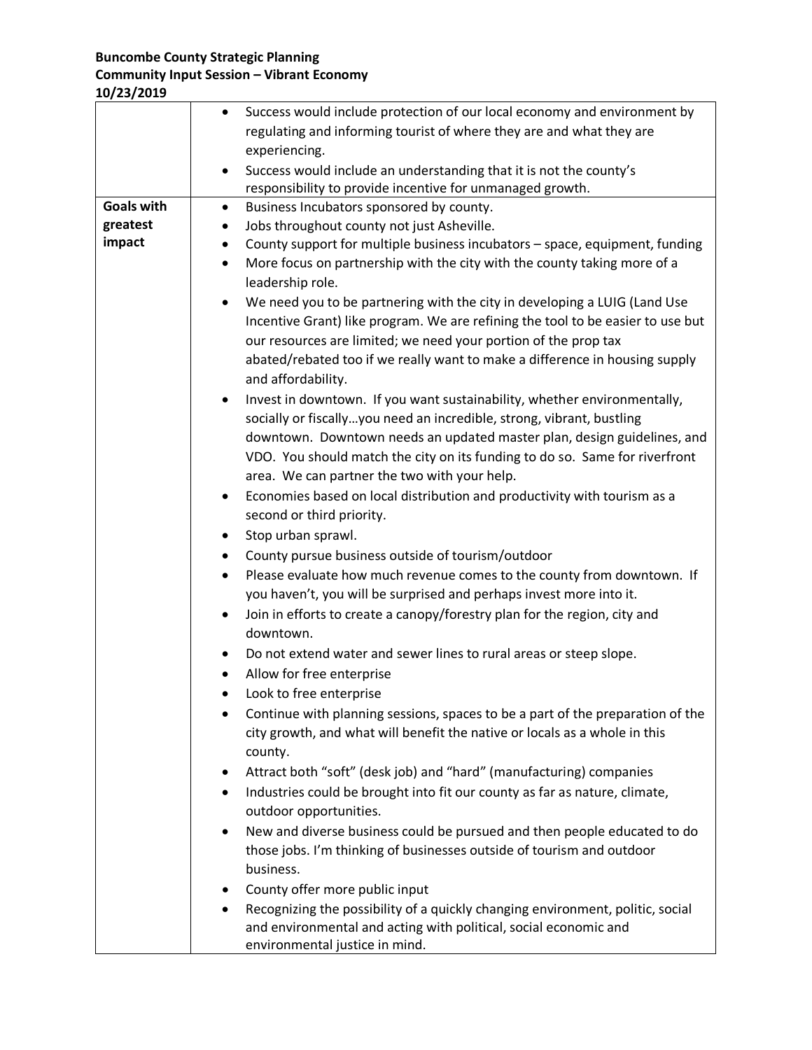**Buncombe County Strategic Planning**
**Community Input Session – Vibrant Economy**
**10/23/2019**

| | |
|---|---|
| | • Success would include protection of our local economy and environment by regulating and informing tourist of where they are and what they are experiencing.<br>• Success would include an understanding that it is not the county's responsibility to provide incentive for unmanaged growth. |
| **Goals with greatest impact** | • Business Incubators sponsored by county.<br>• Jobs throughout county not just Asheville.<br>• County support for multiple business incubators – space, equipment, funding<br>• More focus on partnership with the city with the county taking more of a leadership role.<br>• We need you to be partnering with the city in developing a LUIG (Land Use Incentive Grant) like program. We are refining the tool to be easier to use but our resources are limited; we need your portion of the prop tax abated/rebated too if we really want to make a difference in housing supply and affordability.<br>• Invest in downtown. If you want sustainability, whether environmentally, socially or fiscally…you need an incredible, strong, vibrant, bustling downtown. Downtown needs an updated master plan, design guidelines, and VDO. You should match the city on its funding to do so. Same for riverfront area. We can partner the two with your help.<br>• Economies based on local distribution and productivity with tourism as a second or third priority.<br>• Stop urban sprawl.<br>• County pursue business outside of tourism/outdoor<br>• Please evaluate how much revenue comes to the county from downtown. If you haven't, you will be surprised and perhaps invest more into it.<br>• Join in efforts to create a canopy/forestry plan for the region, city and downtown.<br>• Do not extend water and sewer lines to rural areas or steep slope.<br>• Allow for free enterprise<br>• Look to free enterprise<br>• Continue with planning sessions, spaces to be a part of the preparation of the city growth, and what will benefit the native or locals as a whole in this county.<br>• Attract both "soft" (desk job) and "hard" (manufacturing) companies<br>• Industries could be brought into fit our county as far as nature, climate, outdoor opportunities.<br>• New and diverse business could be pursued and then people educated to do those jobs. I'm thinking of businesses outside of tourism and outdoor business.<br>• County offer more public input<br>• Recognizing the possibility of a quickly changing environment, politic, social and environmental and acting with political, social economic and environmental justice in mind. |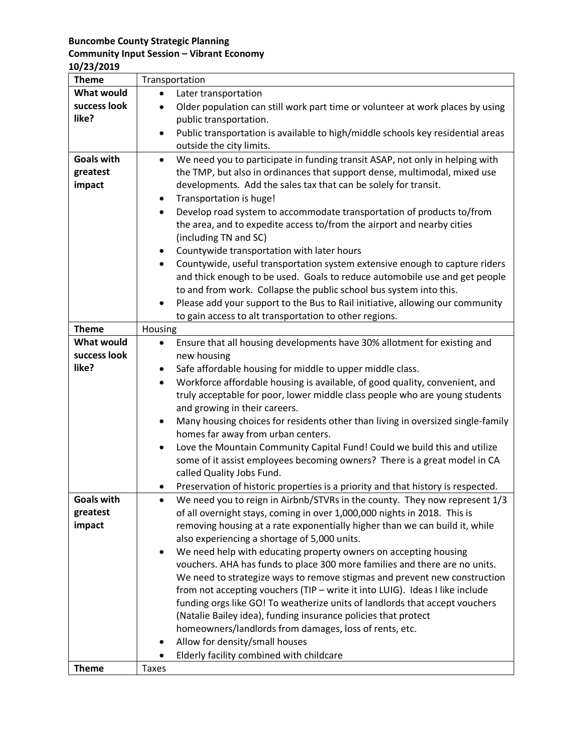**Buncombe County Strategic Planning**
**Community Input Session – Vibrant Economy**
**10/23/2019**

| **Theme** | Transportation |
|---|---|
| **What would success look like?** | • Later transportation<br>• Older population can still work part time or volunteer at work places by using public transportation.<br>• Public transportation is available to high/middle schools key residential areas outside the city limits. |
| **Goals with greatest impact** | • We need you to participate in funding transit ASAP, not only in helping with the TMP, but also in ordinances that support dense, multimodal, mixed use developments. Add the sales tax that can be solely for transit.<br>• Transportation is huge!<br>• Develop road system to accommodate transportation of products to/from the area, and to expedite access to/from the airport and nearby cities (including TN and SC)<br>• Countywide transportation with later hours<br>• Countywide, useful transportation system extensive enough to capture riders and thick enough to be used. Goals to reduce automobile use and get people to and from work. Collapse the public school bus system into this.<br>• Please add your support to the Bus to Rail initiative, allowing our community to gain access to alt transportation to other regions. |
| **Theme** | Housing |
| **What would success look like?** | • Ensure that all housing developments have 30% allotment for existing and new housing<br>• Safe affordable housing for middle to upper middle class.<br>• Workforce affordable housing is available, of good quality, convenient, and truly acceptable for poor, lower middle class people who are young students and growing in their careers.<br>• Many housing choices for residents other than living in oversized single-family homes far away from urban centers.<br>• Love the Mountain Community Capital Fund! Could we build this and utilize some of it assist employees becoming owners? There is a great model in CA called Quality Jobs Fund.<br>• Preservation of historic properties is a priority and that history is respected. |
| **Goals with greatest impact** | • We need you to reign in Airbnb/STVRs in the county. They now represent 1/3 of all overnight stays, coming in over 1,000,000 nights in 2018. This is removing housing at a rate exponentially higher than we can build it, while also experiencing a shortage of 5,000 units.<br>• We need help with educating property owners on accepting housing vouchers. AHA has funds to place 300 more families and there are no units. We need to strategize ways to remove stigmas and prevent new construction from not accepting vouchers (TIP – write it into LUIG). Ideas I like include funding orgs like GO! To weatherize units of landlords that accept vouchers (Natalie Bailey idea), funding insurance policies that protect homeowners/landlords from damages, loss of rents, etc.<br>• Allow for density/small houses<br>• Elderly facility combined with childcare |
| **Theme** | Taxes |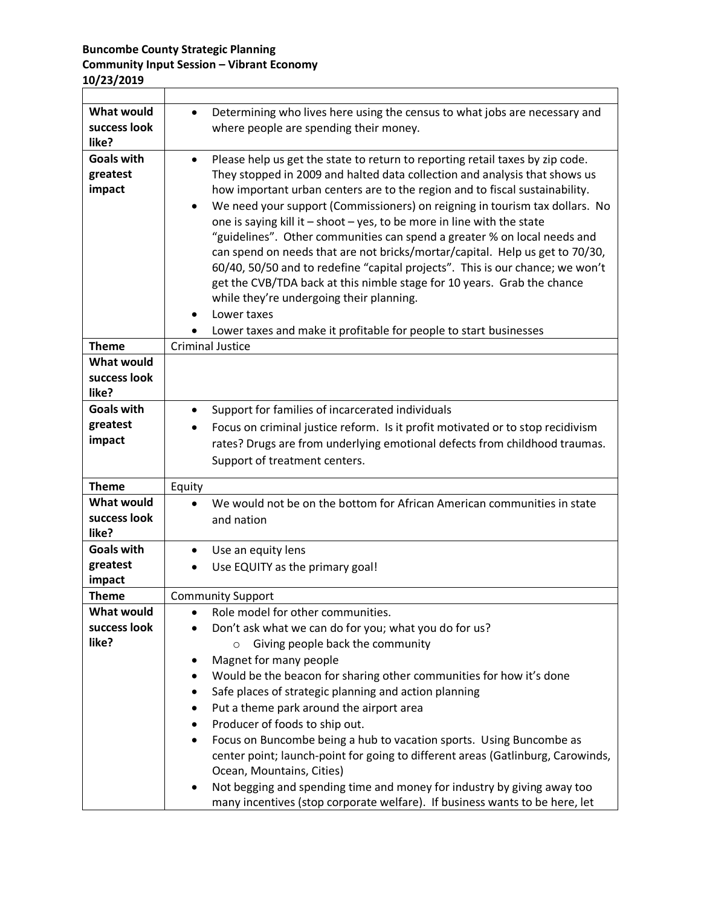**Buncombe County Strategic Planning**
**Community Input Session – Vibrant Economy**
**10/23/2019**

| | |
|---|---|
| **What would success look like?** | • Determining who lives here using the census to what jobs are necessary and where people are spending their money. |
| **Goals with greatest impact** | • Please help us get the state to return to reporting retail taxes by zip code. They stopped in 2009 and halted data collection and analysis that shows us how important urban centers are to the region and to fiscal sustainability.<br>• We need your support (Commissioners) on reigning in tourism tax dollars. No one is saying kill it – shoot – yes, to be more in line with the state "guidelines". Other communities can spend a greater % on local needs and can spend on needs that are not bricks/mortar/capital. Help us get to 70/30, 60/40, 50/50 and to redefine "capital projects". This is our chance; we won't get the CVB/TDA back at this nimble stage for 10 years. Grab the chance while they're undergoing their planning.<br>• Lower taxes<br>• Lower taxes and make it profitable for people to start businesses |
| **Theme** | Criminal Justice |
| **What would success look like?** | |
| **Goals with greatest impact** | • Support for families of incarcerated individuals<br>• Focus on criminal justice reform. Is it profit motivated or to stop recidivism rates? Drugs are from underlying emotional defects from childhood traumas. Support of treatment centers. |
| **Theme** | Equity |
| **What would success look like?** | • We would not be on the bottom for African American communities in state and nation |
| **Goals with greatest impact** | • Use an equity lens<br>• Use EQUITY as the primary goal! |
| **Theme** | Community Support |
| **What would success look like?** | • Role model for other communities.<br>• Don't ask what we can do for you; what you do for us?<br>&nbsp;&nbsp;&nbsp;&nbsp;○ Giving people back the community<br>• Magnet for many people<br>• Would be the beacon for sharing other communities for how it's done<br>• Safe places of strategic planning and action planning<br>• Put a theme park around the airport area<br>• Producer of foods to ship out.<br>• Focus on Buncombe being a hub to vacation sports. Using Buncombe as center point; launch-point for going to different areas (Gatlinburg, Carowinds, Ocean, Mountains, Cities)<br>• Not begging and spending time and money for industry by giving away too many incentives (stop corporate welfare). If business wants to be here, let |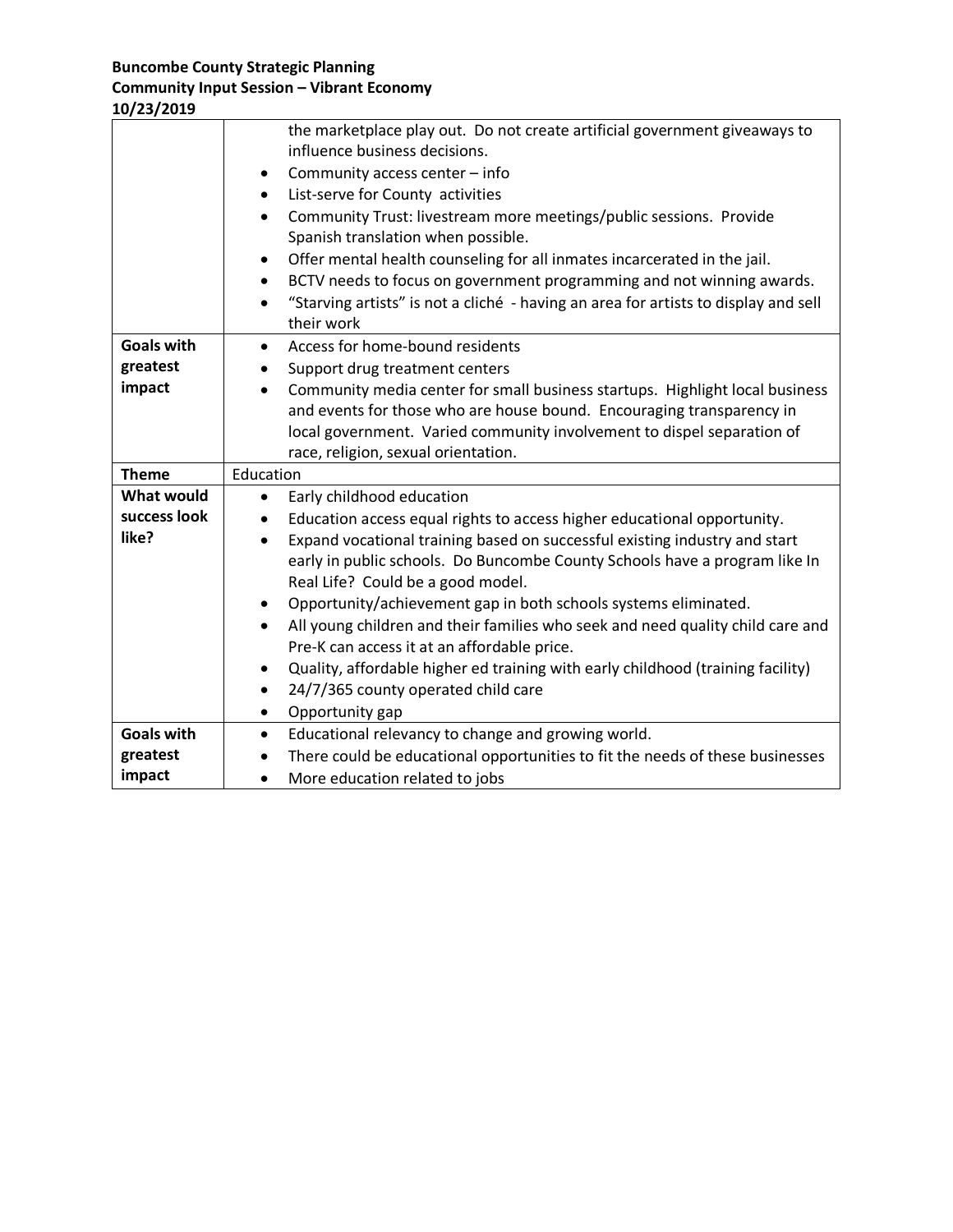**Buncombe County Strategic Planning**
**Community Input Session – Vibrant Economy**
**10/23/2019**

| | |
|---|---|
| | the marketplace play out. Do not create artificial government giveaways to influence business decisions.<br>• Community access center – info<br>• List-serve for County activities<br>• Community Trust: livestream more meetings/public sessions. Provide Spanish translation when possible.<br>• Offer mental health counseling for all inmates incarcerated in the jail.<br>• BCTV needs to focus on government programming and not winning awards.<br>• "Starving artists" is not a cliché - having an area for artists to display and sell their work |
| **Goals with greatest impact** | • Access for home-bound residents<br>• Support drug treatment centers<br>• Community media center for small business startups. Highlight local business and events for those who are house bound. Encouraging transparency in local government. Varied community involvement to dispel separation of race, religion, sexual orientation. |
| **Theme** | Education |
| **What would success look like?** | • Early childhood education<br>• Education access equal rights to access higher educational opportunity.<br>• Expand vocational training based on successful existing industry and start early in public schools. Do Buncombe County Schools have a program like In Real Life? Could be a good model.<br>• Opportunity/achievement gap in both schools systems eliminated.<br>• All young children and their families who seek and need quality child care and Pre-K can access it at an affordable price.<br>• Quality, affordable higher ed training with early childhood (training facility)<br>• 24/7/365 county operated child care<br>• Opportunity gap |
| **Goals with greatest impact** | • Educational relevancy to change and growing world.<br>• There could be educational opportunities to fit the needs of these businesses<br>• More education related to jobs |